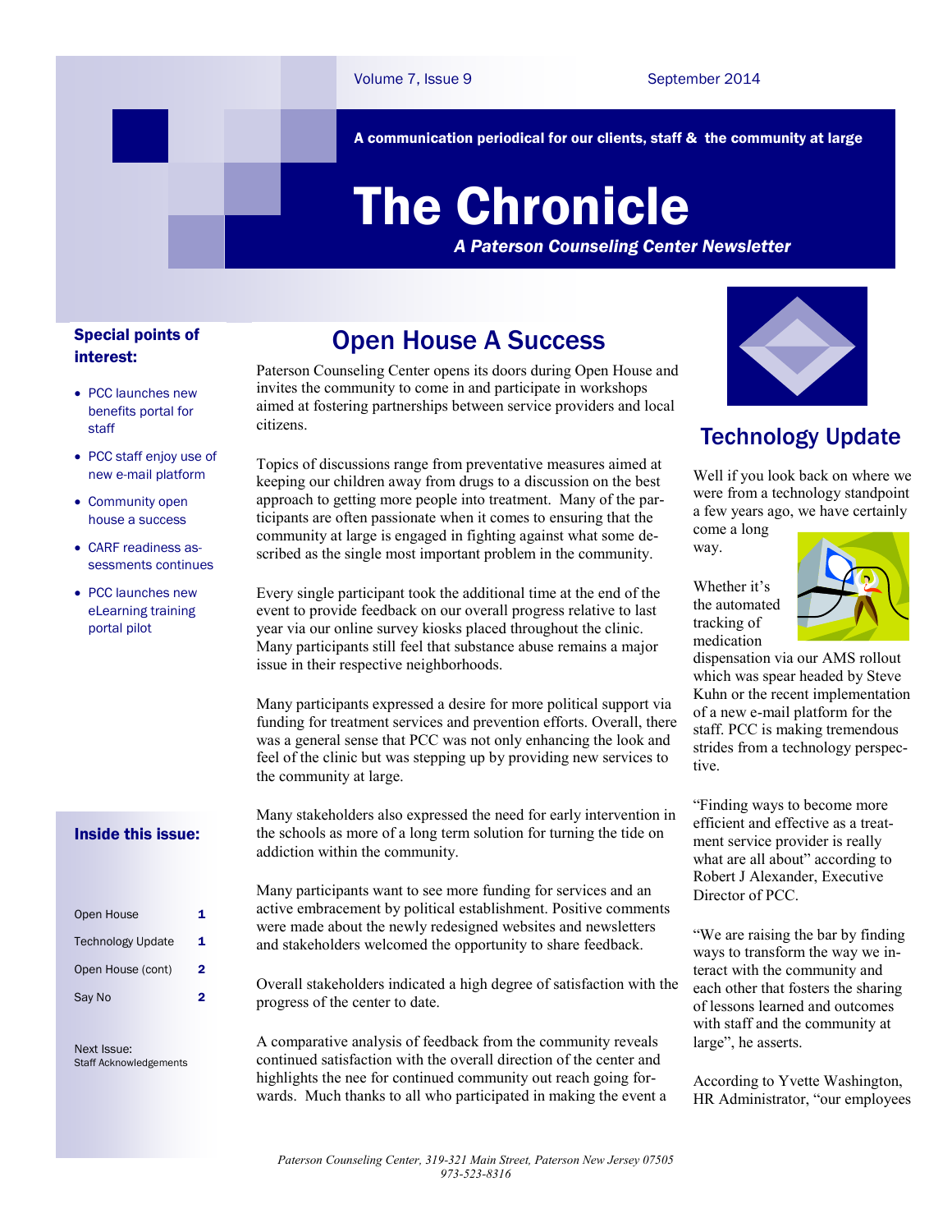A communication periodical for our clients, staff & the community at large

# The Chronicle

*A Paterson Counseling Center Newsletter*

Volume 7, Issue 9 — September 2014

**Special points of interest:**

- PCC launches new benefits portal for staff
- PCC staff enjoy use of new e-mail platform
- Community open house a success
- CARF readiness assessments continues
- PCC launches new eLearning training portal pilot

**Inside this issue:**

| | |
|---|---|
| Open House | 1 |
| Technology Update | 1 |
| Open House (cont) | 2 |
| Say No | 2 |

Next Issue:
Staff Acknowledgements

## Open House A Success

Paterson Counseling Center opens its doors during Open House and invites the community to come in and participate in workshops aimed at fostering partnerships between service providers and local citizens.

Topics of discussions range from preventative measures aimed at keeping our children away from drugs to a discussion on the best approach to getting more people into treatment. Many of the participants are often passionate when it comes to ensuring that the community at large is engaged in fighting against what some described as the single most important problem in the community.

Every single participant took the additional time at the end of the event to provide feedback on our overall progress relative to last year via our online survey kiosks placed throughout the clinic. Many participants still feel that substance abuse remains a major issue in their respective neighborhoods.

Many participants expressed a desire for more political support via funding for treatment services and prevention efforts. Overall, there was a general sense that PCC was not only enhancing the look and feel of the clinic but was stepping up by providing new services to the community at large.

Many stakeholders also expressed the need for early intervention in the schools as more of a long term solution for turning the tide on addiction within the community.

Many participants want to see more funding for services and an active embracement by political establishment. Positive comments were made about the newly redesigned websites and newsletters and stakeholders welcomed the opportunity to share feedback.

Overall stakeholders indicated a high degree of satisfaction with the progress of the center to date.

A comparative analysis of feedback from the community reveals continued satisfaction with the overall direction of the center and highlights the nee for continued community out reach going forwards. Much thanks to all who participated in making the event a

## Technology Update

Well if you look back on where we were from a technology standpoint a few years ago, we have certainly come a long way.

Whether it's the automated tracking of medication dispensation via our AMS rollout which was spear headed by Steve Kuhn or the recent implementation of a new e-mail platform for the staff. PCC is making tremendous strides from a technology perspective.

"Finding ways to become more efficient and effective as a treatment service provider is really what are all about" according to Robert J Alexander, Executive Director of PCC.

"We are raising the bar by finding ways to transform the way we interact with the community and each other that fosters the sharing of lessons learned and outcomes with staff and the community at large", he asserts.

According to Yvette Washington, HR Administrator, "our employees

*Paterson Counseling Center, 319-321 Main Street, Paterson New Jersey 07505*
*973-523-8316*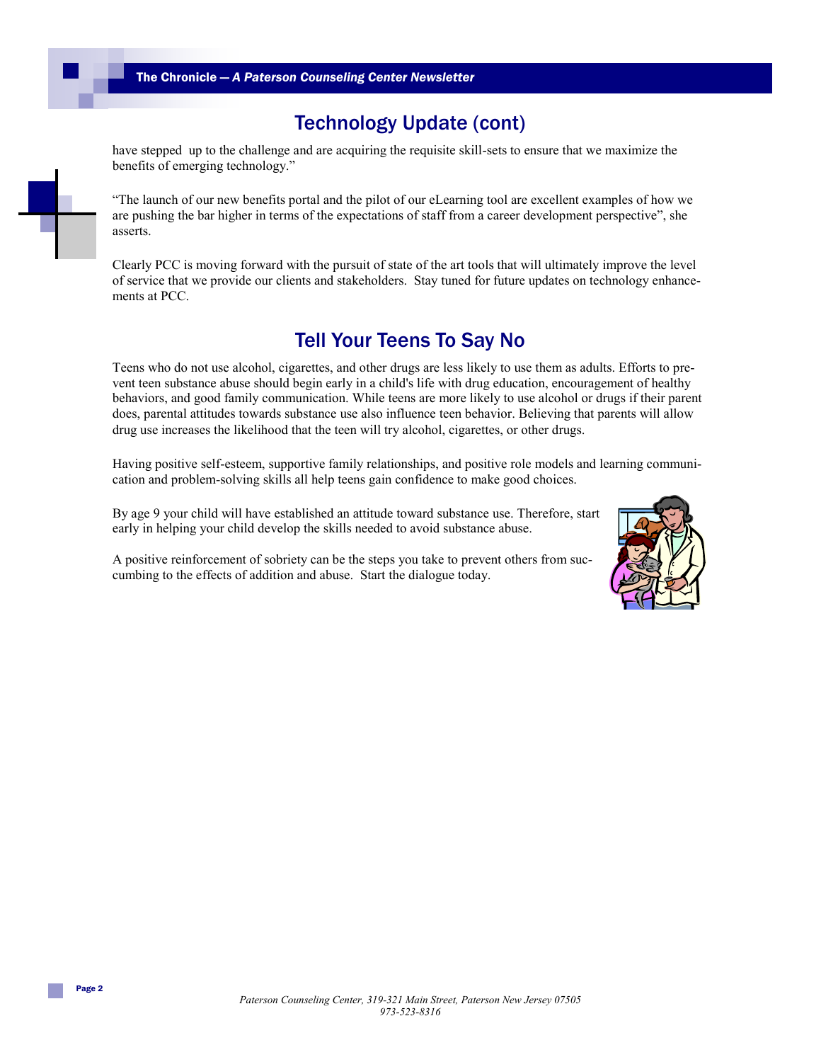## Technology Update (cont)

have stepped up to the challenge and are acquiring the requisite skill-sets to ensure that we maximize the benefits of emerging technology."

"The launch of our new benefits portal and the pilot of our eLearning tool are excellent examples of how we are pushing the bar higher in terms of the expectations of staff from a career development perspective", she asserts.

Clearly PCC is moving forward with the pursuit of state of the art tools that will ultimately improve the level of service that we provide our clients and stakeholders. Stay tuned for future updates on technology enhancements at PCC.

## Tell Your Teens To Say No

Teens who do not use alcohol, cigarettes, and other drugs are less likely to use them as adults. Efforts to prevent teen substance abuse should begin early in a child's life with drug education, encouragement of healthy behaviors, and good family communication. While teens are more likely to use alcohol or drugs if their parent does, parental attitudes towards substance use also influence teen behavior. Believing that parents will allow drug use increases the likelihood that the teen will try alcohol, cigarettes, or other drugs.

Having positive self-esteem, supportive family relationships, and positive role models and learning communication and problem-solving skills all help teens gain confidence to make good choices.

By age 9 your child will have established an attitude toward substance use. Therefore, start early in helping your child develop the skills needed to avoid substance abuse.

A positive reinforcement of sobriety can be the steps you take to prevent others from succumbing to the effects of addition and abuse. Start the dialogue today.